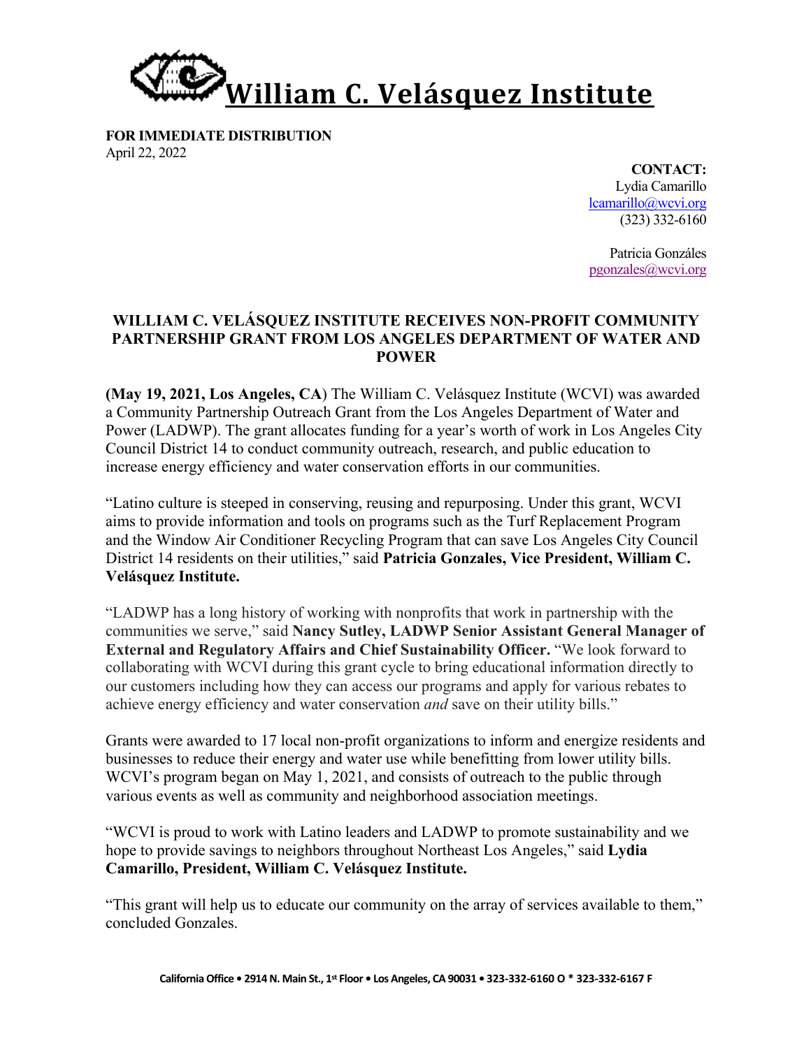# William C. Velásquez Institute

**FOR IMMEDIATE DISTRIBUTION**
April 22, 2022

**CONTACT:**
Lydia Camarillo
lcamarillo@wcvi.org
(323) 332-6160

Patricia Gonzáles
pgonzales@wcvi.org

## WILLIAM C. VELÁSQUEZ INSTITUTE RECEIVES NON-PROFIT COMMUNITY PARTNERSHIP GRANT FROM LOS ANGELES DEPARTMENT OF WATER AND POWER

**(May 19, 2021, Los Angeles, CA**) The William C. Velásquez Institute (WCVI) was awarded a Community Partnership Outreach Grant from the Los Angeles Department of Water and Power (LADWP). The grant allocates funding for a year's worth of work in Los Angeles City Council District 14 to conduct community outreach, research, and public education to increase energy efficiency and water conservation efforts in our communities.

"Latino culture is steeped in conserving, reusing and repurposing. Under this grant, WCVI aims to provide information and tools on programs such as the Turf Replacement Program and the Window Air Conditioner Recycling Program that can save Los Angeles City Council District 14 residents on their utilities," said **Patricia Gonzales, Vice President, William C. Velásquez Institute.**

"LADWP has a long history of working with nonprofits that work in partnership with the communities we serve," said **Nancy Sutley, LADWP Senior Assistant General Manager of External and Regulatory Affairs and Chief Sustainability Officer.** "We look forward to collaborating with WCVI during this grant cycle to bring educational information directly to our customers including how they can access our programs and apply for various rebates to achieve energy efficiency and water conservation *and* save on their utility bills."

Grants were awarded to 17 local non-profit organizations to inform and energize residents and businesses to reduce their energy and water use while benefitting from lower utility bills. WCVI's program began on May 1, 2021, and consists of outreach to the public through various events as well as community and neighborhood association meetings.

"WCVI is proud to work with Latino leaders and LADWP to promote sustainability and we hope to provide savings to neighbors throughout Northeast Los Angeles," said **Lydia Camarillo, President, William C. Velásquez Institute.**

"This grant will help us to educate our community on the array of services available to them," concluded Gonzales.

**California Office • 2914 N. Main St., 1st Floor • Los Angeles, CA 90031 • 323-332-6160 O * 323-332-6167 F**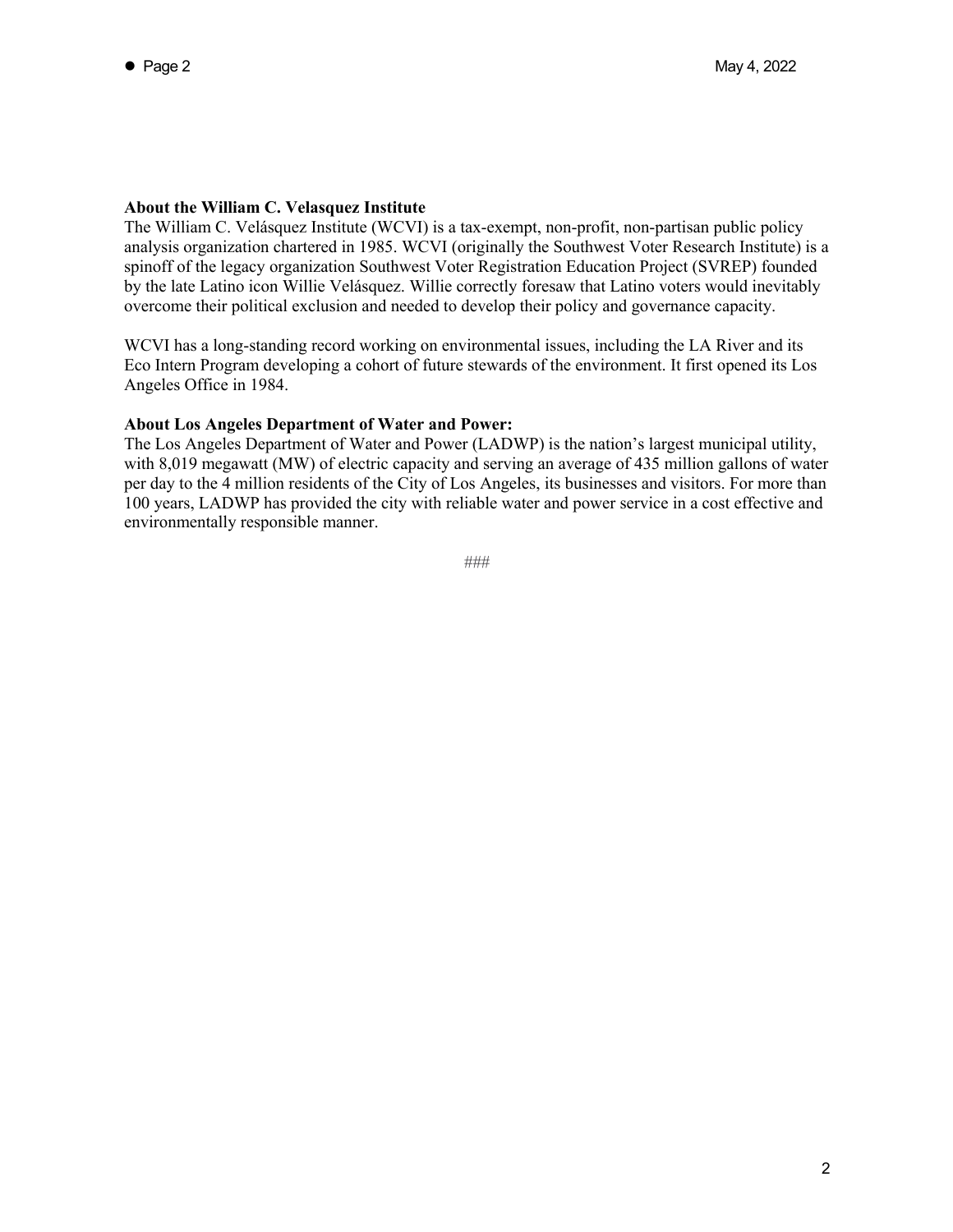**About the William C. Velasquez Institute**
The William C. Velásquez Institute (WCVI) is a tax-exempt, non-profit, non-partisan public policy analysis organization chartered in 1985. WCVI (originally the Southwest Voter Research Institute) is a spinoff of the legacy organization Southwest Voter Registration Education Project (SVREP) founded by the late Latino icon Willie Velásquez. Willie correctly foresaw that Latino voters would inevitably overcome their political exclusion and needed to develop their policy and governance capacity.

WCVI has a long-standing record working on environmental issues, including the LA River and its Eco Intern Program developing a cohort of future stewards of the environment. It first opened its Los Angeles Office in 1984.

**About Los Angeles Department of Water and Power:**
The Los Angeles Department of Water and Power (LADWP) is the nation's largest municipal utility, with 8,019 megawatt (MW) of electric capacity and serving an average of 435 million gallons of water per day to the 4 million residents of the City of Los Angeles, its businesses and visitors. For more than 100 years, LADWP has provided the city with reliable water and power service in a cost effective and environmentally responsible manner.

###